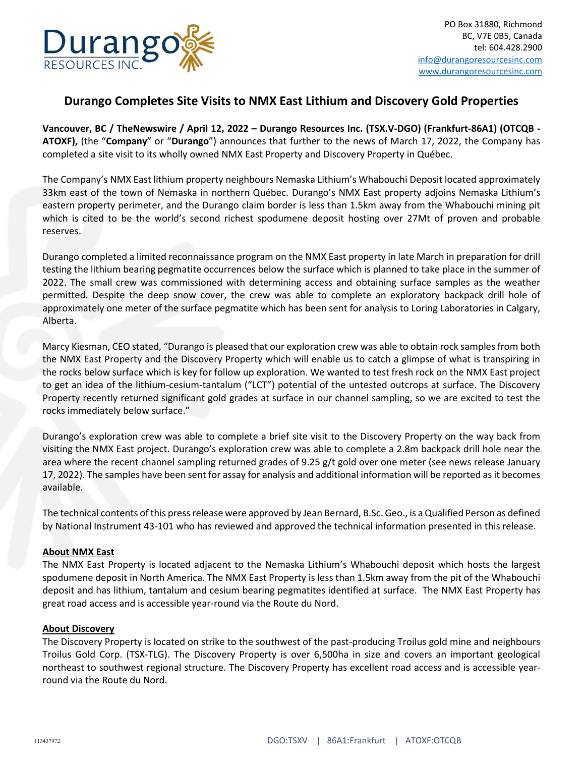PO Box 31880, Richmond
BC, V7E 0B5, Canada
tel: 604.428.2900
info@durangoresourcesinc.com
www.durangoresourcesinc.com

# Durango Completes Site Visits to NMX East Lithium and Discovery Gold Properties

**Vancouver, BC / TheNewswire / April 12, 2022 – Durango Resources Inc. (TSX.V-DGO) (Frankfurt-86A1) (OTCQB - ATOXF),** (the "**Company**" or "**Durango**") announces that further to the news of March 17, 2022, the Company has completed a site visit to its wholly owned NMX East Property and Discovery Property in Québec.

The Company's NMX East lithium property neighbours Nemaska Lithium's Whabouchi Deposit located approximately 33km east of the town of Nemaska in northern Québec. Durango's NMX East property adjoins Nemaska Lithium's eastern property perimeter, and the Durango claim border is less than 1.5km away from the Whabouchi mining pit which is cited to be the world's second richest spodumene deposit hosting over 27Mt of proven and probable reserves.

Durango completed a limited reconnaissance program on the NMX East property in late March in preparation for drill testing the lithium bearing pegmatite occurrences below the surface which is planned to take place in the summer of 2022. The small crew was commissioned with determining access and obtaining surface samples as the weather permitted. Despite the deep snow cover, the crew was able to complete an exploratory backpack drill hole of approximately one meter of the surface pegmatite which has been sent for analysis to Loring Laboratories in Calgary, Alberta.

Marcy Kiesman, CEO stated, "Durango is pleased that our exploration crew was able to obtain rock samples from both the NMX East Property and the Discovery Property which will enable us to catch a glimpse of what is transpiring in the rocks below surface which is key for follow up exploration. We wanted to test fresh rock on the NMX East project to get an idea of the lithium-cesium-tantalum ("LCT") potential of the untested outcrops at surface. The Discovery Property recently returned significant gold grades at surface in our channel sampling, so we are excited to test the rocks immediately below surface."

Durango's exploration crew was able to complete a brief site visit to the Discovery Property on the way back from visiting the NMX East project. Durango's exploration crew was able to complete a 2.8m backpack drill hole near the area where the recent channel sampling returned grades of 9.25 g/t gold over one meter (see news release January 17, 2022). The samples have been sent for assay for analysis and additional information will be reported as it becomes available.

The technical contents of this press release were approved by Jean Bernard, B.Sc. Geo., is a Qualified Person as defined by National Instrument 43-101 who has reviewed and approved the technical information presented in this release.

## About NMX East

The NMX East Property is located adjacent to the Nemaska Lithium's Whabouchi deposit which hosts the largest spodumene deposit in North America. The NMX East Property is less than 1.5km away from the pit of the Whabouchi deposit and has lithium, tantalum and cesium bearing pegmatites identified at surface. The NMX East Property has great road access and is accessible year-round via the Route du Nord.

## About Discovery

The Discovery Property is located on strike to the southwest of the past-producing Troilus gold mine and neighbours Troilus Gold Corp. (TSX-TLG). The Discovery Property is over 6,500ha in size and covers an important geological northeast to southwest regional structure. The Discovery Property has excellent road access and is accessible year-round via the Route du Nord.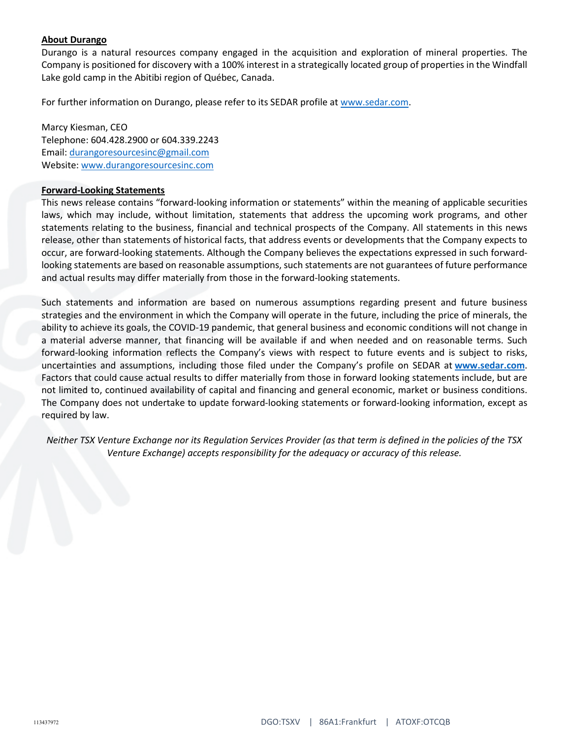**About Durango**

Durango is a natural resources company engaged in the acquisition and exploration of mineral properties. The Company is positioned for discovery with a 100% interest in a strategically located group of properties in the Windfall Lake gold camp in the Abitibi region of Québec, Canada.

For further information on Durango, please refer to its SEDAR profile at www.sedar.com.

Marcy Kiesman, CEO
Telephone: 604.428.2900 or 604.339.2243
Email: durangoresourcesinc@gmail.com
Website: www.durangoresourcesinc.com

**Forward-Looking Statements**

This news release contains "forward-looking information or statements" within the meaning of applicable securities laws, which may include, without limitation, statements that address the upcoming work programs, and other statements relating to the business, financial and technical prospects of the Company. All statements in this news release, other than statements of historical facts, that address events or developments that the Company expects to occur, are forward-looking statements. Although the Company believes the expectations expressed in such forward-looking statements are based on reasonable assumptions, such statements are not guarantees of future performance and actual results may differ materially from those in the forward-looking statements.

Such statements and information are based on numerous assumptions regarding present and future business strategies and the environment in which the Company will operate in the future, including the price of minerals, the ability to achieve its goals, the COVID-19 pandemic, that general business and economic conditions will not change in a material adverse manner, that financing will be available if and when needed and on reasonable terms. Such forward-looking information reflects the Company's views with respect to future events and is subject to risks, uncertainties and assumptions, including those filed under the Company's profile on SEDAR at **www.sedar.com**. Factors that could cause actual results to differ materially from those in forward looking statements include, but are not limited to, continued availability of capital and financing and general economic, market or business conditions. The Company does not undertake to update forward-looking statements or forward-looking information, except as required by law.

*Neither TSX Venture Exchange nor its Regulation Services Provider (as that term is defined in the policies of the TSX Venture Exchange) accepts responsibility for the adequacy or accuracy of this release.*

113437972

DGO:TSXV | 86A1:Frankfurt | ATOXF:OTCQB